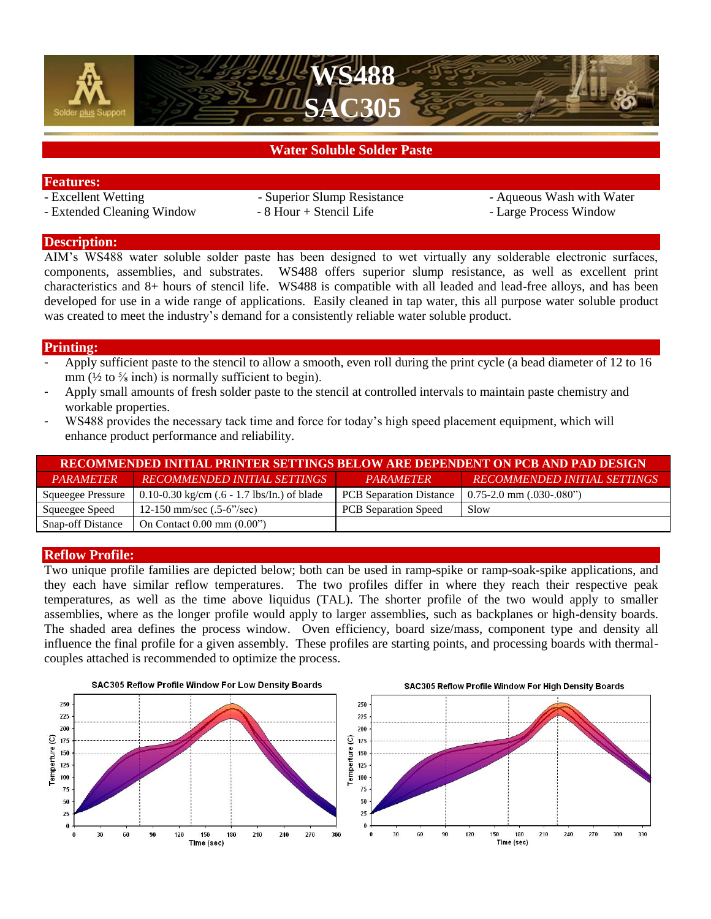# WS488 SAC305

## Water Soluble Solder Paste

### Features:

- Excellent Wetting
- Extended Cleaning Window
- Superior Slump Resistance
- 8 Hour + Stencil Life
- Aqueous Wash with Water
- Large Process Window

### Description:

AIM's WS488 water soluble solder paste has been designed to wet virtually any solderable electronic surfaces, components, assemblies, and substrates. WS488 offers superior slump resistance, as well as excellent print characteristics and 8+ hours of stencil life. WS488 is compatible with all leaded and lead-free alloys, and has been developed for use in a wide range of applications. Easily cleaned in tap water, this all purpose water soluble product was created to meet the industry's demand for a consistently reliable water soluble product.

### Printing:

- Apply sufficient paste to the stencil to allow a smooth, even roll during the print cycle (a bead diameter of 12 to 16 mm (½ to ⅝ inch) is normally sufficient to begin).
- Apply small amounts of fresh solder paste to the stencil at controlled intervals to maintain paste chemistry and workable properties.
- WS488 provides the necessary tack time and force for today's high speed placement equipment, which will enhance product performance and reliability.

| RECOMMENDED INITIAL PRINTER SETTINGS BELOW ARE DEPENDENT ON PCB AND PAD DESIGN | | | |
|---|---|---|---|
| *PARAMETER* | *RECOMMENDED INITIAL SETTINGS* | *PARAMETER* | *RECOMMENDED INITIAL SETTINGS* |
| Squeegee Pressure | 0.10-0.30 kg/cm (.6 - 1.7 lbs/In.) of blade | PCB Separation Distance | 0.75-2.0 mm (.030-.080") |
| Squeegee Speed | 12-150 mm/sec (.5-6"/sec) | PCB Separation Speed | Slow |
| Snap-off Distance | On Contact 0.00 mm (0.00") | | |

### Reflow Profile:

Two unique profile families are depicted below; both can be used in ramp-spike or ramp-soak-spike applications, and they each have similar reflow temperatures. The two profiles differ in where they reach their respective peak temperatures, as well as the time above liquidus (TAL). The shorter profile of the two would apply to smaller assemblies, where as the longer profile would apply to larger assemblies, such as backplanes or high-density boards. The shaded area defines the process window. Oven efficiency, board size/mass, component type and density all influence the final profile for a given assembly. These profiles are starting points, and processing boards with thermal-couples attached is recommended to optimize the process.

SAC305 Reflow Profile Window For Low Density Boards

SAC305 Reflow Profile Window For High Density Boards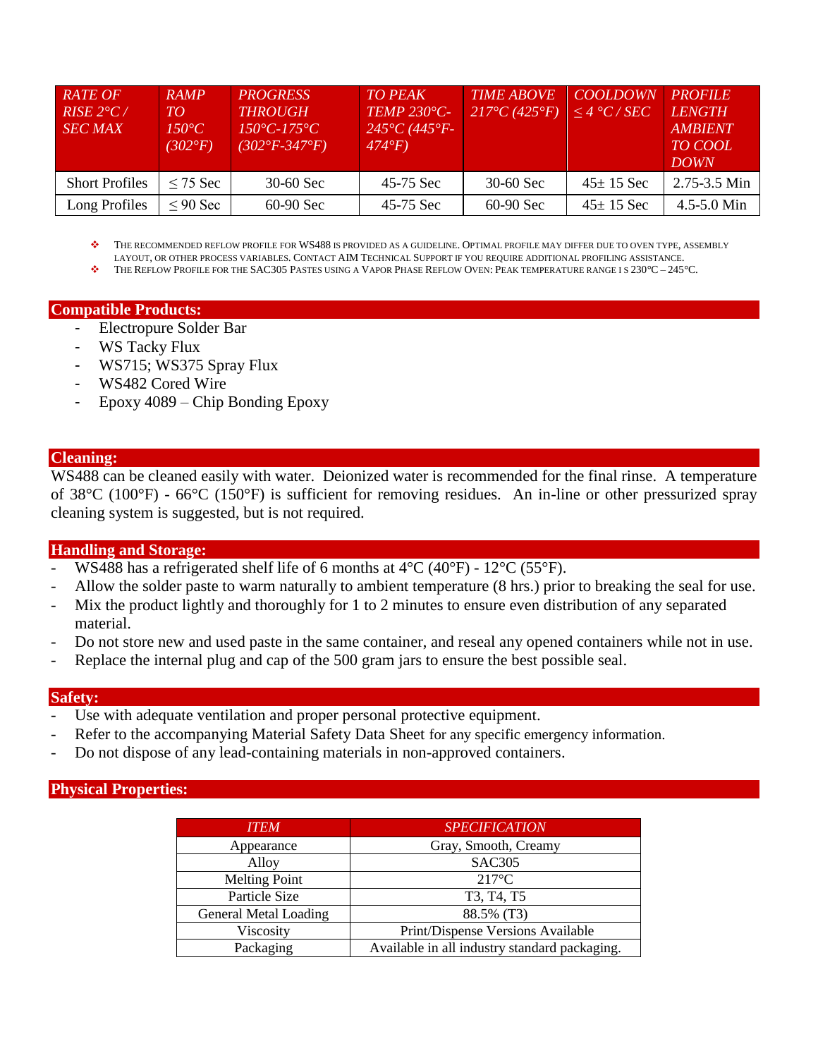| RATE OF RISE 2°C / SEC MAX | RAMP TO 150°C (302°F) | PROGRESS THROUGH 150°C-175°C (302°F-347°F) | TO PEAK TEMP 230°C-245°C (445°F-474°F) | TIME ABOVE 217°C (425°F) | COOLDOWN ≤ 4 °C / SEC | PROFILE LENGTH AMBIENT TO COOL DOWN |
|---|---|---|---|---|---|---|
| Short Profiles | ≤ 75 Sec | 30-60 Sec | 45-75 Sec | 30-60 Sec | 45± 15 Sec | 2.75-3.5 Min |
| Long Profiles | ≤ 90 Sec | 60-90 Sec | 45-75 Sec | 60-90 Sec | 45± 15 Sec | 4.5-5.0 Min |

- ❖ The recommended reflow profile for WS488 is provided as a guideline. Optimal profile may differ due to oven type, assembly layout, or other process variables. Contact AIM Technical Support if you require additional profiling assistance.
- ❖ The Reflow Profile for the SAC305 Pastes using a Vapor Phase Reflow Oven: Peak temperature range i s 230°C – 245°C.

## Compatible Products:

- Electropure Solder Bar
- WS Tacky Flux
- WS715; WS375 Spray Flux
- WS482 Cored Wire
- Epoxy 4089 – Chip Bonding Epoxy

## Cleaning:

WS488 can be cleaned easily with water. Deionized water is recommended for the final rinse. A temperature of 38°C (100°F) - 66°C (150°F) is sufficient for removing residues. An in-line or other pressurized spray cleaning system is suggested, but is not required.

## Handling and Storage:

- WS488 has a refrigerated shelf life of 6 months at 4°C (40°F) - 12°C (55°F).
- Allow the solder paste to warm naturally to ambient temperature (8 hrs.) prior to breaking the seal for use.
- Mix the product lightly and thoroughly for 1 to 2 minutes to ensure even distribution of any separated material.
- Do not store new and used paste in the same container, and reseal any opened containers while not in use.
- Replace the internal plug and cap of the 500 gram jars to ensure the best possible seal.

## Safety:

- Use with adequate ventilation and proper personal protective equipment.
- Refer to the accompanying Material Safety Data Sheet for any specific emergency information.
- Do not dispose of any lead-containing materials in non-approved containers.

## Physical Properties:

| ITEM | SPECIFICATION |
|---|---|
| Appearance | Gray, Smooth, Creamy |
| Alloy | SAC305 |
| Melting Point | 217°C |
| Particle Size | T3, T4, T5 |
| General Metal Loading | 88.5% (T3) |
| Viscosity | Print/Dispense Versions Available |
| Packaging | Available in all industry standard packaging. |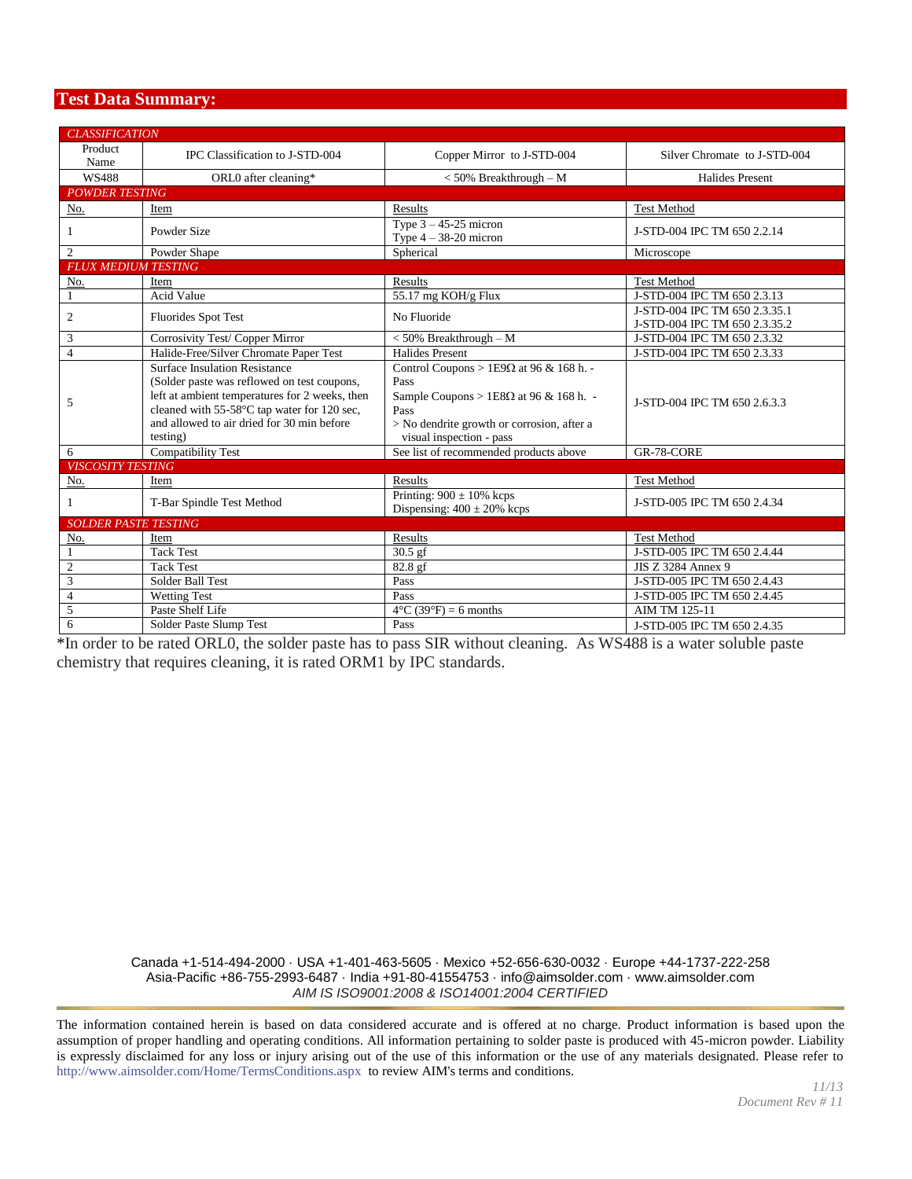## Test Data Summary:

| | | | |
|---|---|---|---|
| *CLASSIFICATION* | | | |
| Product Name | IPC Classification to J-STD-004 | Copper Mirror to J-STD-004 | Silver Chromate to J-STD-004 |
| WS488 | ORL0 after cleaning* | < 50% Breakthrough – M | Halides Present |
| *POWDER TESTING* | | | |
| No. | Item | Results | Test Method |
| 1 | Powder Size | Type 3 – 45-25 micron<br>Type 4 – 38-20 micron | J-STD-004 IPC TM 650 2.2.14 |
| 2 | Powder Shape | Spherical | Microscope |
| *FLUX MEDIUM TESTING* | | | |
| No. | Item | Results | Test Method |
| 1 | Acid Value | 55.17 mg KOH/g Flux | J-STD-004 IPC TM 650 2.3.13 |
| 2 | Fluorides Spot Test | No Fluoride | J-STD-004 IPC TM 650 2.3.35.1<br>J-STD-004 IPC TM 650 2.3.35.2 |
| 3 | Corrosivity Test/ Copper Mirror | < 50% Breakthrough – M | J-STD-004 IPC TM 650 2.3.32 |
| 4 | Halide-Free/Silver Chromate Paper Test | Halides Present | J-STD-004 IPC TM 650 2.3.33 |
| 5 | Surface Insulation Resistance (Solder paste was reflowed on test coupons, left at ambient temperatures for 2 weeks, then cleaned with 55-58°C tap water for 120 sec, and allowed to air dried for 30 min before testing) | Control Coupons > 1E9Ω at 96 & 168 h. - Pass<br>Sample Coupons > 1E8Ω at 96 & 168 h. - Pass<br>> No dendrite growth or corrosion, after a visual inspection - pass | J-STD-004 IPC TM 650 2.6.3.3 |
| 6 | Compatibility Test | See list of recommended products above | GR-78-CORE |
| *VISCOSITY TESTING* | | | |
| No. | Item | Results | Test Method |
| 1 | T-Bar Spindle Test Method | Printing: 900 ± 10% kcps<br>Dispensing: 400 ± 20% kcps | J-STD-005 IPC TM 650 2.4.34 |
| *SOLDER PASTE TESTING* | | | |
| No. | Item | Results | Test Method |
| 1 | Tack Test | 30.5 gf | J-STD-005 IPC TM 650 2.4.44 |
| 2 | Tack Test | 82.8 gf | JIS Z 3284 Annex 9 |
| 3 | Solder Ball Test | Pass | J-STD-005 IPC TM 650 2.4.43 |
| 4 | Wetting Test | Pass | J-STD-005 IPC TM 650 2.4.45 |
| 5 | Paste Shelf Life | 4°C (39°F) = 6 months | AIM TM 125-11 |
| 6 | Solder Paste Slump Test | Pass | J-STD-005 IPC TM 650 2.4.35 |

*In order to be rated ORL0, the solder paste has to pass SIR without cleaning. As WS488 is a water soluble paste chemistry that requires cleaning, it is rated ORM1 by IPC standards.

Canada +1-514-494-2000 · USA +1-401-463-5605 · Mexico +52-656-630-0032 · Europe +44-1737-222-258
Asia-Pacific +86-755-2993-6487 · India +91-80-41554753 · info@aimsolder.com · www.aimsolder.com
*AIM IS ISO9001:2008 & ISO14001:2004 CERTIFIED*

The information contained herein is based on data considered accurate and is offered at no charge. Product information is based upon the assumption of proper handling and operating conditions. All information pertaining to solder paste is produced with 45-micron powder. Liability is expressly disclaimed for any loss or injury arising out of the use of this information or the use of any materials designated. Please refer to http://www.aimsolder.com/Home/TermsConditions.aspx to review AIM's terms and conditions.

*11/13*
*Document Rev # 11*